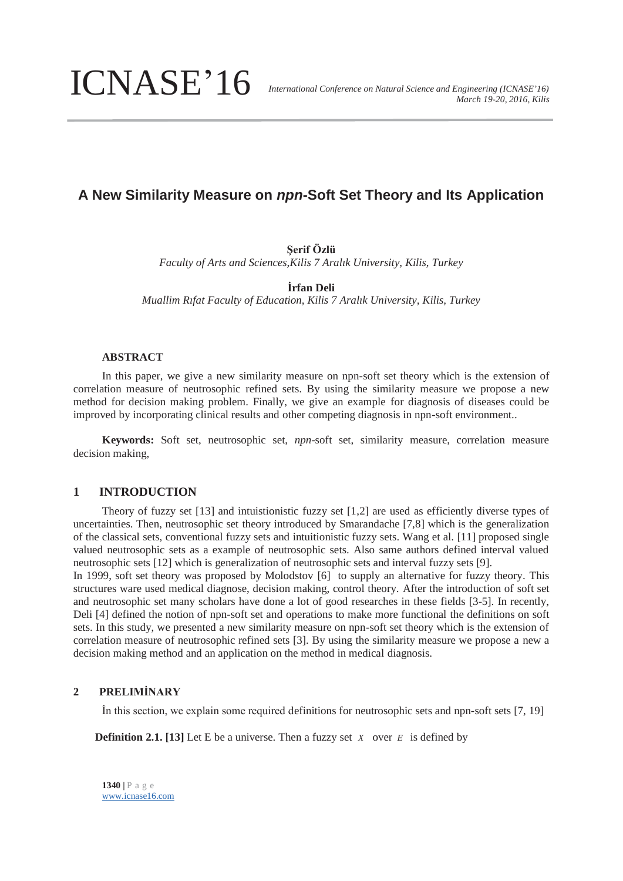# A New Similarity Measure on *npn*-Soft Set Theory and Its Application

**Şerif Özlü**

*Faculty of Arts and Sciences,Kilis 7 Aralık University, Kilis, Turkey*

**İrfan Deli**

*Muallim Rıfat Faculty of Education, Kilis 7 Aralık University, Kilis, Turkey*

### ABSTRACT

In this paper, we give a new similarity measure on npn-soft set theory which is the extension of correlation measure of neutrosophic refined sets. By using the similarity measure we propose a new method for decision making problem. Finally, we give an example for diagnosis of diseases could be improved by incorporating clinical results and other competing diagnosis in npn-soft environment..

**Keywords:** Soft set, neutrosophic set, *npn*-soft set, similarity measure, correlation measure decision making,

## 1 INTRODUCTION

Theory of fuzzy set [13] and intuistionistic fuzzy set [1,2] are used as efficiently diverse types of uncertainties. Then, neutrosophic set theory introduced by Smarandache [7,8] which is the generalization of the classical sets, conventional fuzzy sets and intuitionistic fuzzy sets. Wang et al. [11] proposed single valued neutrosophic sets as a example of neutrosophic sets. Also same authors defined interval valued neutrosophic sets [12] which is generalization of neutrosophic sets and interval fuzzy sets [9].

In 1999, soft set theory was proposed by Molodstov [6] to supply an alternative for fuzzy theory. This structures ware used medical diagnose, decision making, control theory. After the introduction of soft set and neutrosophic set many scholars have done a lot of good researches in these fields [3-5]. In recently, Deli [4] defined the notion of npn-soft set and operations to make more functional the definitions on soft sets. In this study, we presented a new similarity measure on npn-soft set theory which is the extension of correlation measure of neutrosophic refined sets [3]. By using the similarity measure we propose a new a decision making method and an application on the method in medical diagnosis.

## 2 PRELIMİNARY

İn this section, we explain some required definitions for neutrosophic sets and npn-soft sets [7, 19]

**Definition 2.1. [13]** Let E be a universe. Then a fuzzy set $X$ over $E$ is defined by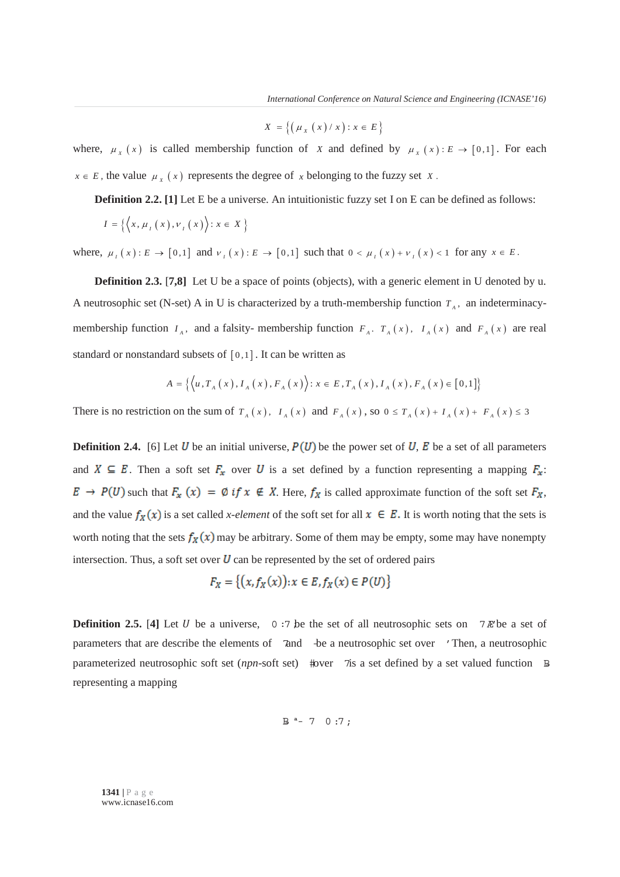$$X = \{(\mu_X(x)/x) : x \in E\}$$

where, $\mu_X(x)$ is called membership function of $X$ and defined by $\mu_X(x) : E \to [0,1]$. For each $x \in E$, the value $\mu_X(x)$ represents the degree of $x$ belonging to the fuzzy set $X$.

**Definition 2.2. [1]** Let E be a universe. An intuitionistic fuzzy set I on E can be defined as follows:

$$I = \{\langle x, \mu_I(x), \nu_I(x)\rangle : x \in X\}$$

where, $\mu_I(x) : E \to [0,1]$ and $\nu_I(x) : E \to [0,1]$ such that $0 < \mu_I(x) + \nu_I(x) < 1$ for any $x \in E$.

**Definition 2.3.** **[7,8]** Let U be a space of points (objects), with a generic element in U denoted by u. A neutrosophic set (N-set) A in U is characterized by a truth-membership function $T_A$, an indeterminacy-membership function $I_A$, and a falsity- membership function $F_A$. $T_A(x)$, $I_A(x)$ and $F_A(x)$ are real standard or nonstandard subsets of $[0,1]$. It can be written as

$$A = \{\langle u, T_A(x), I_A(x), F_A(x)\rangle : x \in E, T_A(x), I_A(x), F_A(x) \in [0,1]\}$$

There is no restriction on the sum of $T_A(x)$, $I_A(x)$ and $F_A(x)$, so $0 \leq T_A(x) + I_A(x) + F_A(x) \leq 3$

**Definition 2.4.** [6] Let $U$ be an initial universe, $P(U)$ be the power set of $U$, $E$ be a set of all parameters and $X \subseteq E$. Then a soft set $F_x$ over $U$ is a set defined by a function representing a mapping $F_x$: $E \to P(U)$ such that $F_x(x) = \emptyset$ *if* $x \notin X$. Here, $f_X$ is called approximate function of the soft set $F_X$, and the value $f_X(x)$ is a set called *x-element* of the soft set for all $x \in E$. It is worth noting that the sets is worth noting that the sets $f_X(x)$ may be arbitrary. Some of them may be empty, some may have nonempty intersection. Thus, a soft set over $U$ can be represented by the set of ordered pairs

$$F_X = \{(x, f_X(x)) : x \in E, f_X(x) \in P(U)\}$$

**Definition 2.5.** [4] Let $U$ be a universe, 0 :7 be the set of all neutrosophic sets on 7 E be a set of parameters that are describe the elements of 7 and -be a neutrosophic set over ' Then, a neutrosophic parameterized neutrosophic soft set (*npn*-soft set) # over 7 is a set defined by a set valued function B representing a mapping

B ª- 7 0 :7 ;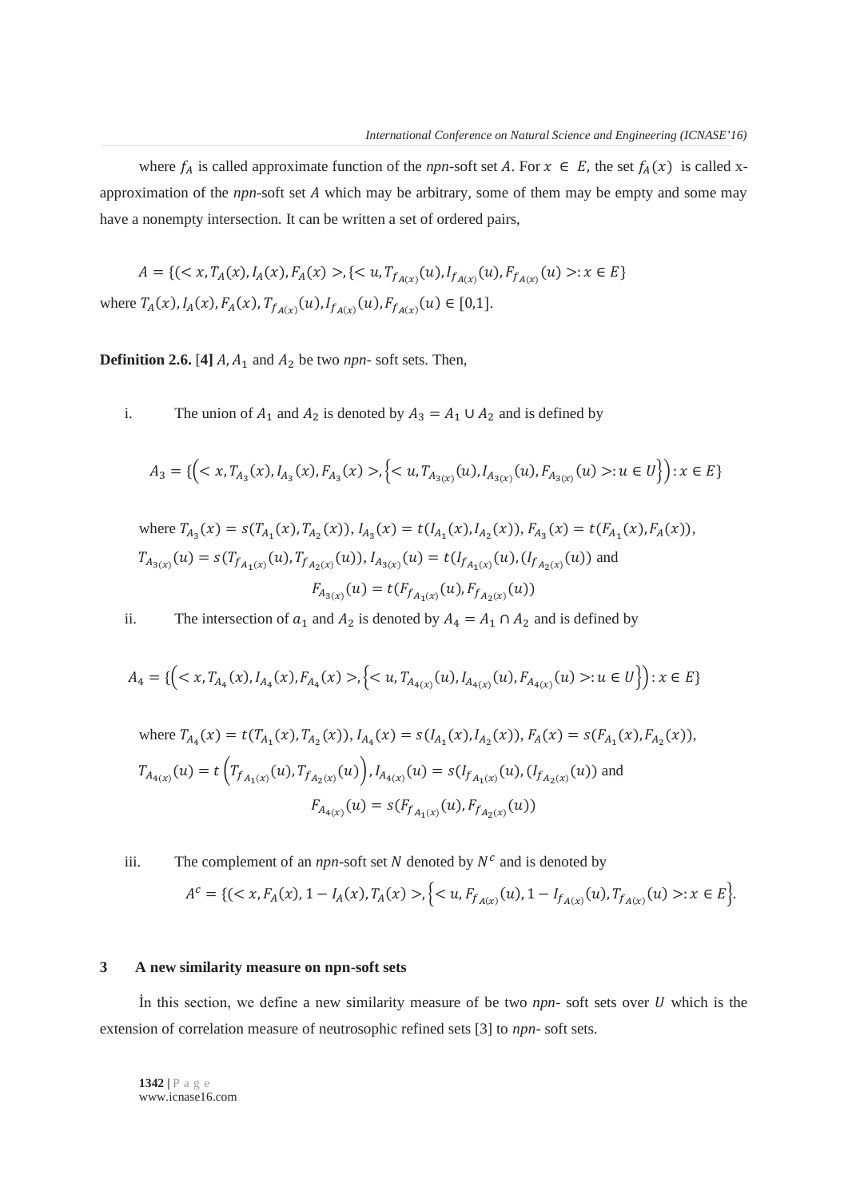where $f_A$ is called approximate function of the *npn*-soft set $A$. For $x \in E$, the set $f_A(x)$ is called x-approximation of the *npn*-soft set $A$ which may be arbitrary, some of them may be empty and some may have a nonempty intersection. It can be written a set of ordered pairs,

$$A = \{(< x, T_A(x), I_A(x), F_A(x) >, \{< u, T_{f_{A(x)}}(u), I_{f_{A(x)}}(u), F_{f_{A(x)}}(u) >: x \in E\}$$

where $T_A(x), I_A(x), F_A(x), T_{f_{A(x)}}(u), I_{f_{A(x)}}(u), F_{f_{A(x)}}(u) \in [0,1]$.

**Definition 2.6.** **[4]** $A, A_1$ and $A_2$ be two *npn*- soft sets. Then,

i. The union of $A_1$ and $A_2$ is denoted by $A_3 = A_1 \cup A_2$ and is defined by

$$A_3 = \{\left(< x, T_{A_3}(x), I_{A_3}(x), F_{A_3}(x) >, \left\{< u, T_{A_{3(x)}}(u), I_{A_{3(x)}}(u), F_{A_{3(x)}}(u) >: u \in U\right\}\right) : x \in E\}$$

where $T_{A_3}(x) = s(T_{A_1}(x), T_{A_2}(x))$, $I_{A_3}(x) = t(I_{A_1}(x), I_{A_2}(x))$, $F_{A_3}(x) = t(F_{A_1}(x), F_A(x))$, $T_{A_{3(x)}}(u) = s(T_{f_{A_{1(x)}}}(u), T_{f_{A_{2(x)}}}(u))$, $I_{A_{3(x)}}(u) = t(I_{f_{A_{1(x)}}}(u), (I_{f_{A_{2(x)}}}(u))$ and

$$F_{A_{3(x)}}(u) = t(F_{f_{A_{1(x)}}}(u), F_{f_{A_{2(x)}}}(u))$$

ii. The intersection of $a_1$ and $A_2$ is denoted by $A_4 = A_1 \cap A_2$ and is defined by

$$A_4 = \{\left(< x, T_{A_4}(x), I_{A_4}(x), F_{A_4}(x) >, \left\{< u, T_{A_{4(x)}}(u), I_{A_{4(x)}}(u), F_{A_{4(x)}}(u) >: u \in U\right\}\right) : x \in E\}$$

where $T_{A_4}(x) = t(T_{A_1}(x), T_{A_2}(x))$, $I_{A_4}(x) = s(I_{A_1}(x), I_{A_2}(x))$, $F_A(x) = s(F_{A_1}(x), F_{A_2}(x))$, $T_{A_{4(x)}}(u) = t\left(T_{f_{A_{1(x)}}}(u), T_{f_{A_{2(x)}}}(u)\right)$, $I_{A_{4(x)}}(u) = s(I_{f_{A_{1(x)}}}(u), (I_{f_{A_{2(x)}}}(u))$ and

$$F_{A_{4(x)}}(u) = s(F_{f_{A_{1(x)}}}(u), F_{f_{A_{2(x)}}}(u))$$

iii. The complement of an *npn*-soft set $N$ denoted by $N^c$ and is denoted by

$$A^c = \{(< x, F_A(x), 1 - I_A(x), T_A(x) >, \left\{< u, F_{f_{A(x)}}(u), 1 - I_{f_{A(x)}}(u), T_{f_{A(x)}}(u) >: x \in E\right\}.$$

## 3 A new similarity measure on npn-soft sets

İn this section, we define a new similarity measure of be two *npn*- soft sets over $U$ which is the extension of correlation measure of neutrosophic refined sets [3] to *npn*- soft sets.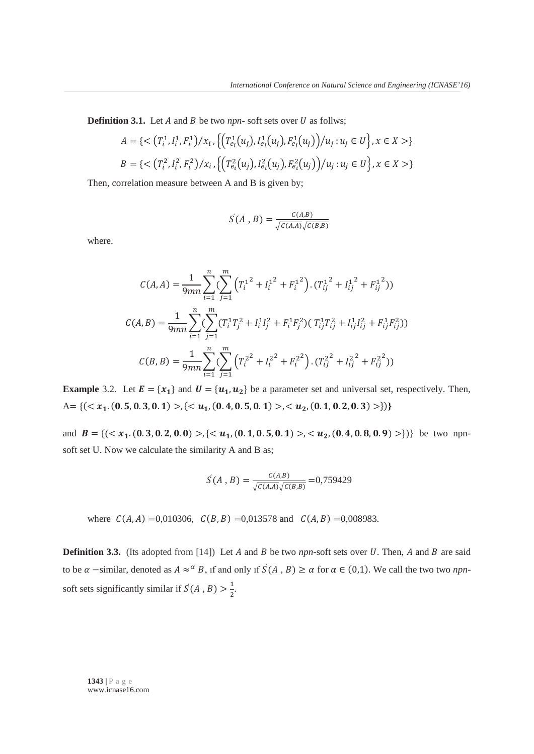**Definition 3.1.** Let $A$ and $B$ be two *npn*- soft sets over $U$ as follws;

$$A = \{< \left(T_i^1, I_i^1, F_i^1\right)/x_i , \left\{\left(T_{e_i}^1(u_j), I_{e_i}^1(u_j), F_{e_i}^1(u_j)\right)/u_j : u_j \in U\right\}, x \in X >\}$$

$$B = \{< \left(T_i^2, I_i^2, F_i^2\right)/x_i , \left\{\left(T_{e_i}^2(u_j), I_{e_i}^2(u_j), F_{e_i}^2(u_j)\right)/u_j : u_j \in U\right\}, x \in X >\}$$

Then, correlation measure between A and B is given by;

$$\acute{S}(A\ , B) = \frac{C(A,B)}{\sqrt{C(A,A)}\sqrt{C(B,B)}}$$

where.

$$C(A,A) = \frac{1}{9mn}\sum_{i=1}^{n}(\sum_{j=1}^{m}\left({T_i^1}^2 + {I_i^1}^2 + {F_i^1}^2\right).({T_{ij}^1}^2 + {I_{ij}^1}^2 + {F_{ij}^1}^2))$$

$$C(A,B) = \frac{1}{9mn}\sum_{i=1}^{n}(\sum_{j=1}^{m}(T_i^1T_j^2 + I_i^1I_j^2 + F_i^1F_j^2)(\ T_{ij}^1T_{ij}^2 + I_{ij}^1I_{ij}^2 + F_{ij}^1F_{ij}^2))$$

$$C(B,B) = \frac{1}{9mn}\sum_{i=1}^{n}(\sum_{j=1}^{m}\left({T_i^2}^2 + {I_i^2}^2 + {F_i^2}^2\right).({T_{ij}^2}^2 + {I_{ij}^2}^2 + {F_{ij}^2}^2))$$

**Example** 3.2. Let $\boldsymbol{E} = \{\boldsymbol{x_1}\}$ and $\boldsymbol{U} = \{\boldsymbol{u_1}, \boldsymbol{u_2}\}$ be a parameter set and universal set, respectively. Then, A= $\{(<\boldsymbol{x_1}.(\boldsymbol{0.5}, \boldsymbol{0.3}, \boldsymbol{0.1})>, \{<\boldsymbol{u_1}, (\boldsymbol{0.4}, \boldsymbol{0.5}, \boldsymbol{0.1})>, <\boldsymbol{u_2}, (\boldsymbol{0.1}, \boldsymbol{0.2}, \boldsymbol{0.3})>\})\}$

and $\boldsymbol{B} = \{(<\boldsymbol{x_1}.(\boldsymbol{0.3}, \boldsymbol{0.2}, \boldsymbol{0.0})>, \{<\boldsymbol{u_1}, (\boldsymbol{0.1}, \boldsymbol{0.5}, \boldsymbol{0.1})>, <\boldsymbol{u_2}, (\boldsymbol{0.4}, \boldsymbol{0.8}, \boldsymbol{0.9})>\})\}$ be two npn-soft set U. Now we calculate the similarity A and B as;

$$\acute{S}(A\ , B) = \frac{C(A,B)}{\sqrt{C(A,A)}\sqrt{C(B,B)}} = 0{,}759429$$

where $C(A,A) = 0{,}010306$, $C(B,B) = 0{,}013578$ and $C(A,B) = 0{,}008983$.

**Definition 3.3.** (Its adopted from [14]) Let $A$ and $B$ be two *npn*-soft sets over $U$. Then, $A$ and $B$ are said to be $\alpha$ −similar, denoted as $A \approx^{\alpha} B$, ıf and only ıf $\acute{S}(A\ , B) \geq \alpha$ for $\alpha \in (0,1)$. We call the two two *npn*-soft sets significantly similar if $\acute{S}(A\ , B) > \frac{1}{2}$.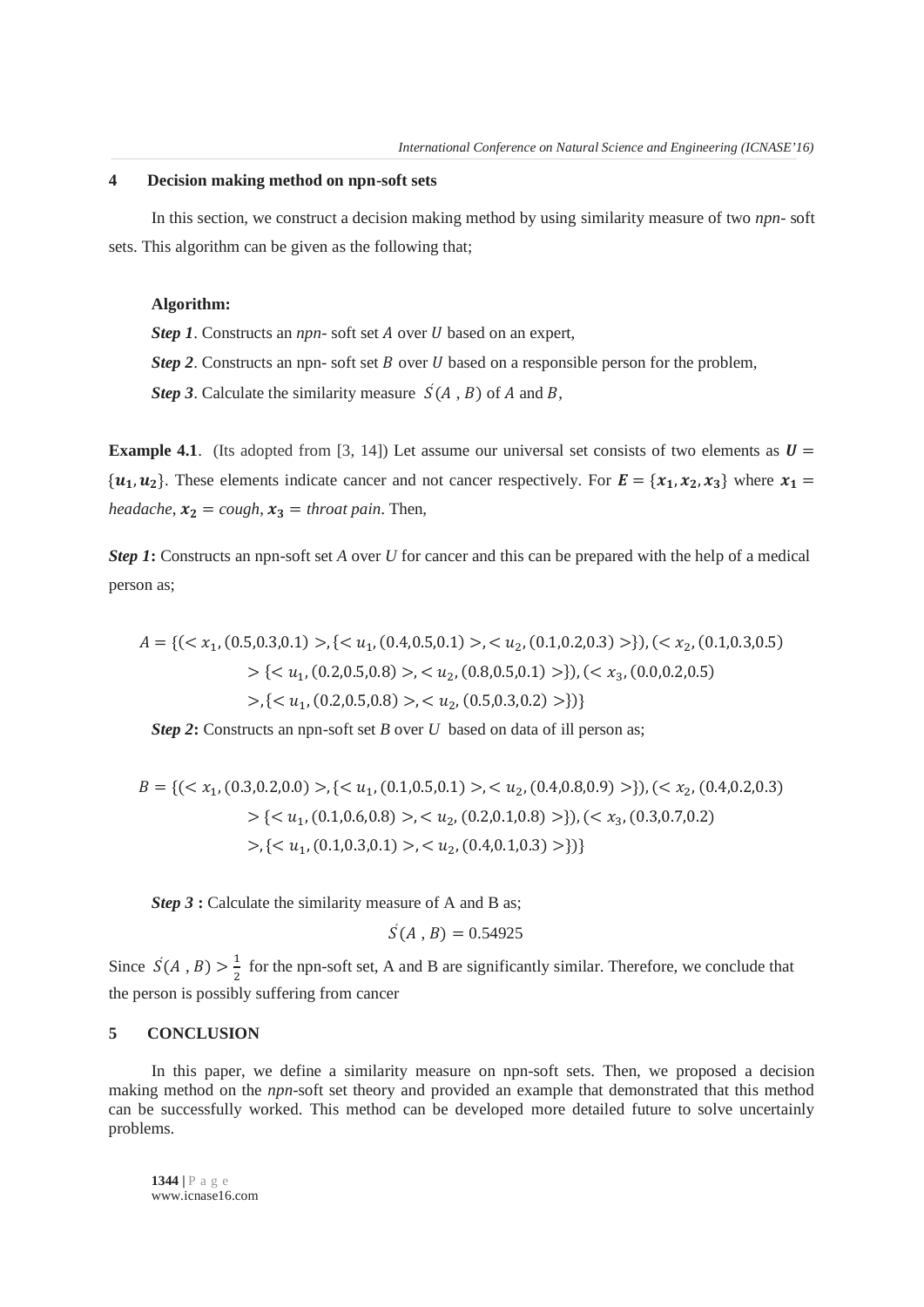## 4 Decision making method on npn-soft sets

In this section, we construct a decision making method by using similarity measure of two *npn*- soft sets. This algorithm can be given as the following that;

**Algorithm:**

***Step 1***. Constructs an *npn*- soft set $A$ over $U$ based on an expert,

***Step 2***. Constructs an npn- soft set $B$ over $U$ based on a responsible person for the problem,

***Step 3***. Calculate the similarity measure $\acute{S}(A\ ,B)$ of $A$ and $B$,

**Example 4.1**. (Its adopted from [3, 14]) Let assume our universal set consists of two elements as $\boldsymbol{U} = \{\boldsymbol{u_1}, \boldsymbol{u_2}\}$. These elements indicate cancer and not cancer respectively. For $\boldsymbol{E} = \{\boldsymbol{x_1}, \boldsymbol{x_2}, \boldsymbol{x_3}\}$ where $\boldsymbol{x_1} =$ *headache*, $\boldsymbol{x_2} =$ *cough*, $\boldsymbol{x_3} =$ *throat pain*. Then,

***Step 1*:** Constructs an npn-soft set *A* over *U* for cancer and this can be prepared with the help of a medical person as;

$$A = \{(< x_1, (0.5,0.3,0.1) >, \{< u_1, (0.4,0.5,0.1) >, < u_2, (0.1,0.2,0.3) >\}), (< x_2, (0.1,0.3,0.5) > \{< u_1, (0.2,0.5,0.8) >, < u_2, (0.8,0.5,0.1) >\}), (< x_3, (0.0,0.2,0.5) >, \{< u_1, (0.2,0.5,0.8) >, < u_2, (0.5,0.3,0.2) >\})\}$$

***Step 2*:** Constructs an npn-soft set *B* over *U* based on data of ill person as;

$$B = \{(< x_1, (0.3,0.2,0.0) >, \{< u_1, (0.1,0.5,0.1) >, < u_2, (0.4,0.8,0.9) >\}), (< x_2, (0.4,0.2,0.3) > \{< u_1, (0.1,0.6,0.8) >, < u_2, (0.2,0.1,0.8) >\}), (< x_3, (0.3,0.7,0.2) >, \{< u_1, (0.1,0.3,0.1) >, < u_2, (0.4,0.1,0.3) >\})\}$$

***Step 3* :** Calculate the similarity measure of A and B as;

$$\acute{S}(A\ ,B) = 0.54925$$

Since $\acute{S}(A\ ,B) > \frac{1}{2}$ for the npn-soft set, A and B are significantly similar. Therefore, we conclude that the person is possibly suffering from cancer

## 5 CONCLUSION

In this paper, we define a similarity measure on npn-soft sets. Then, we proposed a decision making method on the *npn*-soft set theory and provided an example that demonstrated that this method can be successfully worked. This method can be developed more detailed future to solve uncertainly problems.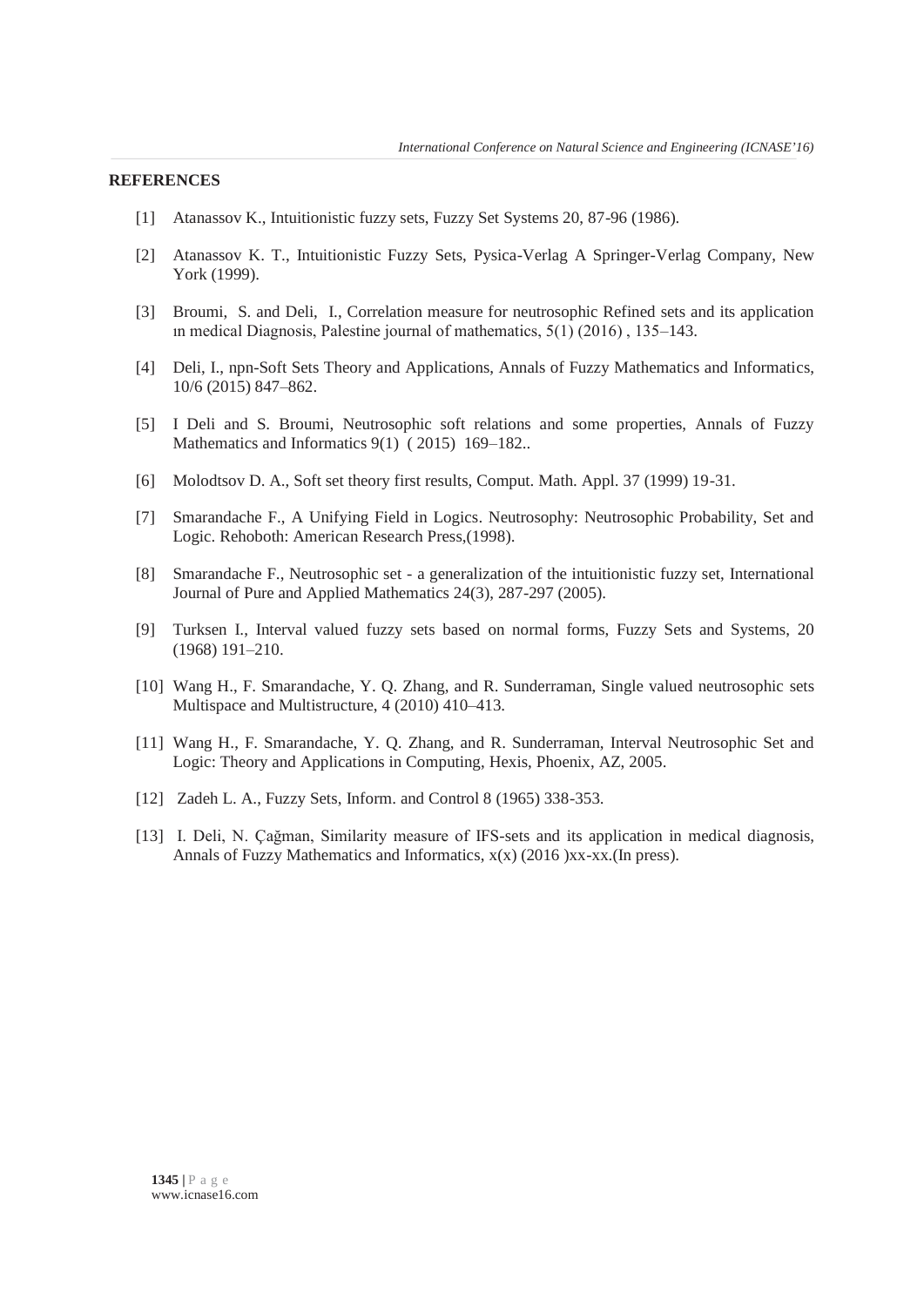## REFERENCES

[1] Atanassov K., Intuitionistic fuzzy sets, Fuzzy Set Systems 20, 87-96 (1986).

[2] Atanassov K. T., Intuitionistic Fuzzy Sets, Pysica-Verlag A Springer-Verlag Company, New York (1999).

[3] Broumi, S. and Deli, I., Correlation measure for neutrosophic Refined sets and its application ın medical Diagnosis, Palestine journal of mathematics, 5(1) (2016) , 135–143.

[4] Deli, I., npn-Soft Sets Theory and Applications, Annals of Fuzzy Mathematics and Informatics, 10/6 (2015) 847–862.

[5] I Deli and S. Broumi, Neutrosophic soft relations and some properties, Annals of Fuzzy Mathematics and Informatics 9(1) ( 2015) 169–182..

[6] Molodtsov D. A., Soft set theory first results, Comput. Math. Appl. 37 (1999) 19-31.

[7] Smarandache F., A Unifying Field in Logics. Neutrosophy: Neutrosophic Probability, Set and Logic. Rehoboth: American Research Press,(1998).

[8] Smarandache F., Neutrosophic set - a generalization of the intuitionistic fuzzy set, International Journal of Pure and Applied Mathematics 24(3), 287-297 (2005).

[9] Turksen I., Interval valued fuzzy sets based on normal forms, Fuzzy Sets and Systems, 20 (1968) 191–210.

[10] Wang H., F. Smarandache, Y. Q. Zhang, and R. Sunderraman, Single valued neutrosophic sets Multispace and Multistructure, 4 (2010) 410–413.

[11] Wang H., F. Smarandache, Y. Q. Zhang, and R. Sunderraman, Interval Neutrosophic Set and Logic: Theory and Applications in Computing, Hexis, Phoenix, AZ, 2005.

[12] Zadeh L. A., Fuzzy Sets, Inform. and Control 8 (1965) 338-353.

[13] I. Deli, N. Çağman, Similarity measure of IFS-sets and its application in medical diagnosis, Annals of Fuzzy Mathematics and Informatics, x(x) (2016 )xx-xx.(In press).